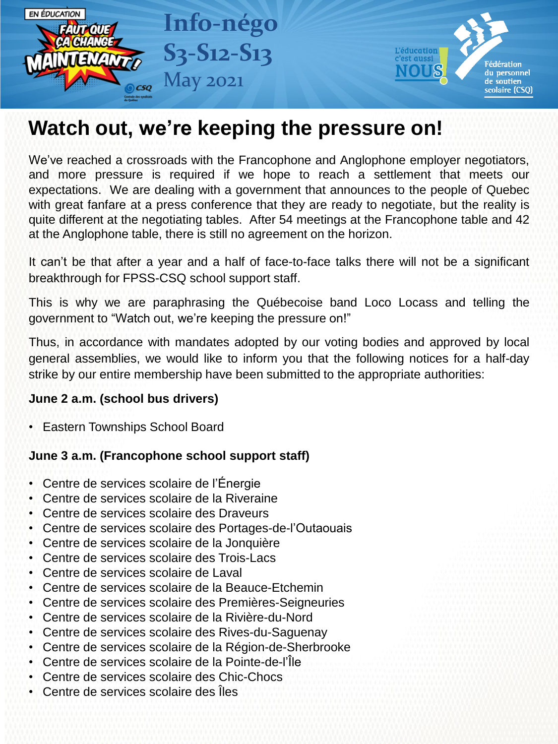EN ÉDUCATION

FAUT QUE ÇA CHANGE MAINTENANT!

# Info-négo S3-S12-S13 May 2021

L'éducation c'est aussi NOUS!

Fédération du personnel de soutien scolaire (CSQ)

## Watch out, we're keeping the pressure on!

We've reached a crossroads with the Francophone and Anglophone employer negotiators, and more pressure is required if we hope to reach a settlement that meets our expectations. We are dealing with a government that announces to the people of Quebec with great fanfare at a press conference that they are ready to negotiate, but the reality is quite different at the negotiating tables. After 54 meetings at the Francophone table and 42 at the Anglophone table, there is still no agreement on the horizon.

It can't be that after a year and a half of face-to-face talks there will not be a significant breakthrough for FPSS-CSQ school support staff.

This is why we are paraphrasing the Québecoise band Loco Locass and telling the government to "Watch out, we're keeping the pressure on!"

Thus, in accordance with mandates adopted by our voting bodies and approved by local general assemblies, we would like to inform you that the following notices for a half-day strike by our entire membership have been submitted to the appropriate authorities:

**June 2 a.m. (school bus drivers)**

- Eastern Townships School Board

**June 3 a.m. (Francophone school support staff)**

- Centre de services scolaire de l'Énergie
- Centre de services scolaire de la Riveraine
- Centre de services scolaire des Draveurs
- Centre de services scolaire des Portages-de-l'Outaouais
- Centre de services scolaire de la Jonquière
- Centre de services scolaire des Trois-Lacs
- Centre de services scolaire de Laval
- Centre de services scolaire de la Beauce-Etchemin
- Centre de services scolaire des Premières-Seigneuries
- Centre de services scolaire de la Rivière-du-Nord
- Centre de services scolaire des Rives-du-Saguenay
- Centre de services scolaire de la Région-de-Sherbrooke
- Centre de services scolaire de la Pointe-de-l'Île
- Centre de services scolaire des Chic-Chocs
- Centre de services scolaire des Îles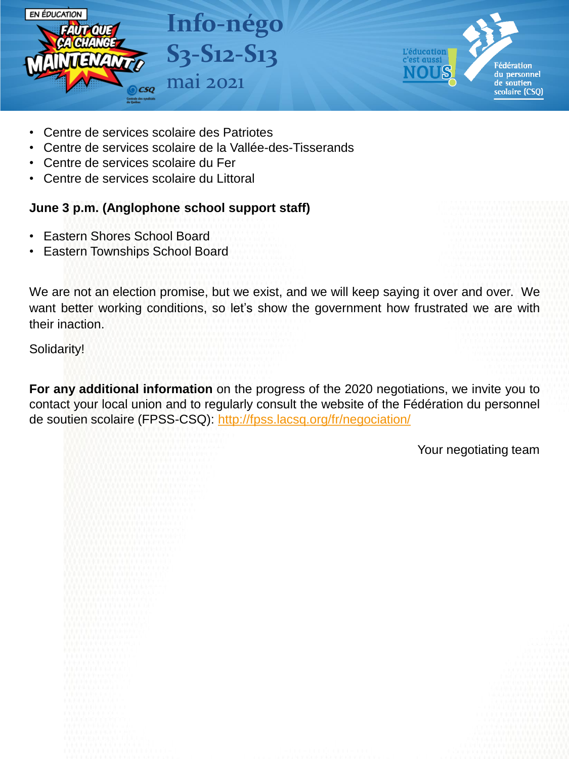- Centre de services scolaire des Patriotes
- Centre de services scolaire de la Vallée-des-Tisserands
- Centre de services scolaire du Fer
- Centre de services scolaire du Littoral

**June 3 p.m. (Anglophone school support staff)**

- Eastern Shores School Board
- Eastern Townships School Board

We are not an election promise, but we exist, and we will keep saying it over and over. We want better working conditions, so let's show the government how frustrated we are with their inaction.

Solidarity!

**For any additional information** on the progress of the 2020 negotiations, we invite you to contact your local union and to regularly consult the website of the Fédération du personnel de soutien scolaire (FPSS-CSQ): http://fpss.lacsq.org/fr/negociation/

Your negotiating team